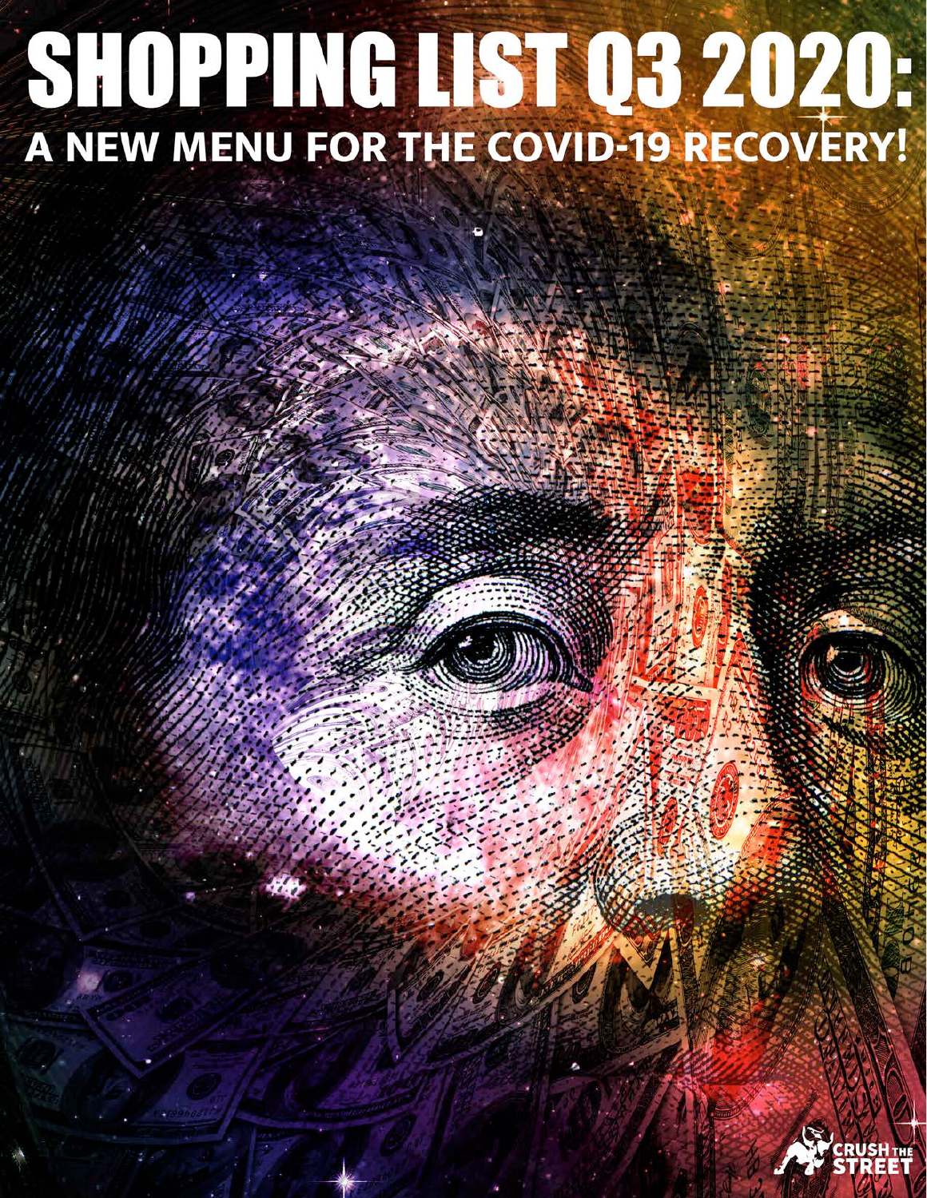# SHOPPING LIST Q3 2020:

## A NEW MENU FOR THE COVID-19 RECOVERY!

CRUSH THE STREET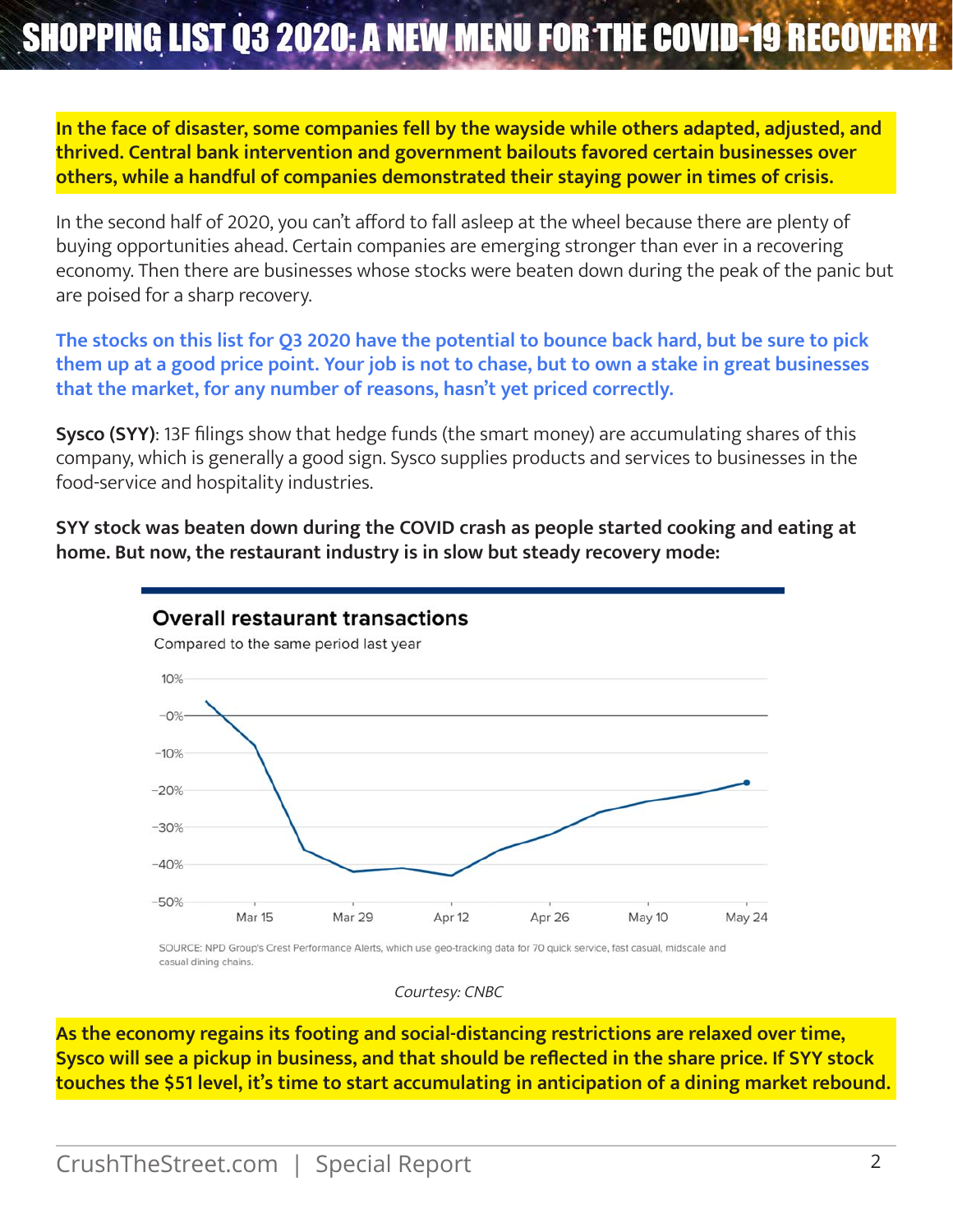# SHOPPING LIST Q3 2020: A NEW MENU FOR THE COVID-19 RECOVERY!

**In the face of disaster, some companies fell by the wayside while others adapted, adjusted, and thrived. Central bank intervention and government bailouts favored certain businesses over others, while a handful of companies demonstrated their staying power in times of crisis.**

In the second half of 2020, you can't afford to fall asleep at the wheel because there are plenty of buying opportunities ahead. Certain companies are emerging stronger than ever in a recovering economy. Then there are businesses whose stocks were beaten down during the peak of the panic but are poised for a sharp recovery.

**The stocks on this list for Q3 2020 have the potential to bounce back hard, but be sure to pick them up at a good price point. Your job is not to chase, but to own a stake in great businesses that the market, for any number of reasons, hasn't yet priced correctly.**

**Sysco (SYY)**: 13F filings show that hedge funds (the smart money) are accumulating shares of this company, which is generally a good sign. Sysco supplies products and services to businesses in the food-service and hospitality industries.

**SYY stock was beaten down during the COVID crash as people started cooking and eating at home. But now, the restaurant industry is in slow but steady recovery mode:**

**Overall restaurant transactions**

Compared to the same period last year

SOURCE: NPD Group's Crest Performance Alerts, which use geo-tracking data for 70 quick service, fast casual, midscale and casual dining chains.

*Courtesy: CNBC*

**As the economy regains its footing and social-distancing restrictions are relaxed over time, Sysco will see a pickup in business, and that should be reflected in the share price. If SYY stock touches the $51 level, it's time to start accumulating in anticipation of a dining market rebound.**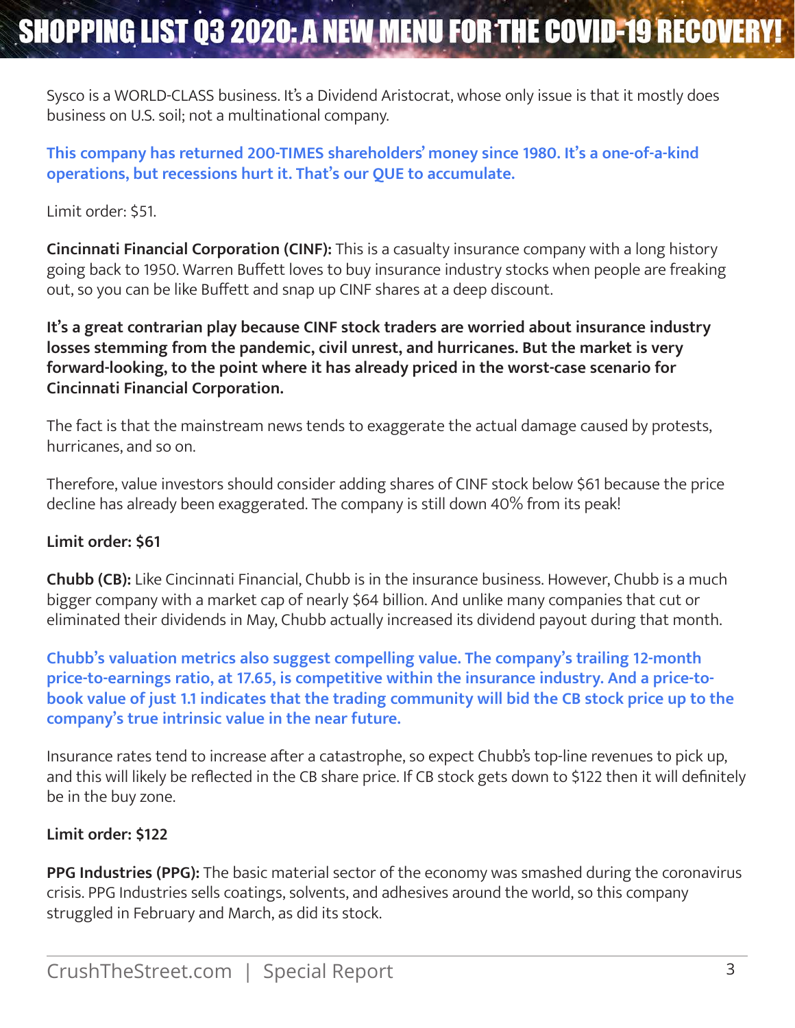Sysco is a WORLD-CLASS business. It's a Dividend Aristocrat, whose only issue is that it mostly does business on U.S. soil; not a multinational company.

**This company has returned 200-TIMES shareholders' money since 1980. It's a one-of-a-kind operations, but recessions hurt it. That's our QUE to accumulate.**

Limit order: $51.

**Cincinnati Financial Corporation (CINF):** This is a casualty insurance company with a long history going back to 1950. Warren Buffett loves to buy insurance industry stocks when people are freaking out, so you can be like Buffett and snap up CINF shares at a deep discount.

**It's a great contrarian play because CINF stock traders are worried about insurance industry losses stemming from the pandemic, civil unrest, and hurricanes. But the market is very forward-looking, to the point where it has already priced in the worst-case scenario for Cincinnati Financial Corporation.**

The fact is that the mainstream news tends to exaggerate the actual damage caused by protests, hurricanes, and so on.

Therefore, value investors should consider adding shares of CINF stock below $61 because the price decline has already been exaggerated. The company is still down 40% from its peak!

**Limit order: $61**

**Chubb (CB):** Like Cincinnati Financial, Chubb is in the insurance business. However, Chubb is a much bigger company with a market cap of nearly $64 billion. And unlike many companies that cut or eliminated their dividends in May, Chubb actually increased its dividend payout during that month.

**Chubb's valuation metrics also suggest compelling value. The company's trailing 12-month price-to-earnings ratio, at 17.65, is competitive within the insurance industry. And a price-to-book value of just 1.1 indicates that the trading community will bid the CB stock price up to the company's true intrinsic value in the near future.**

Insurance rates tend to increase after a catastrophe, so expect Chubb's top-line revenues to pick up, and this will likely be reflected in the CB share price. If CB stock gets down to $122 then it will definitely be in the buy zone.

**Limit order: $122**

**PPG Industries (PPG):** The basic material sector of the economy was smashed during the coronavirus crisis. PPG Industries sells coatings, solvents, and adhesives around the world, so this company struggled in February and March, as did its stock.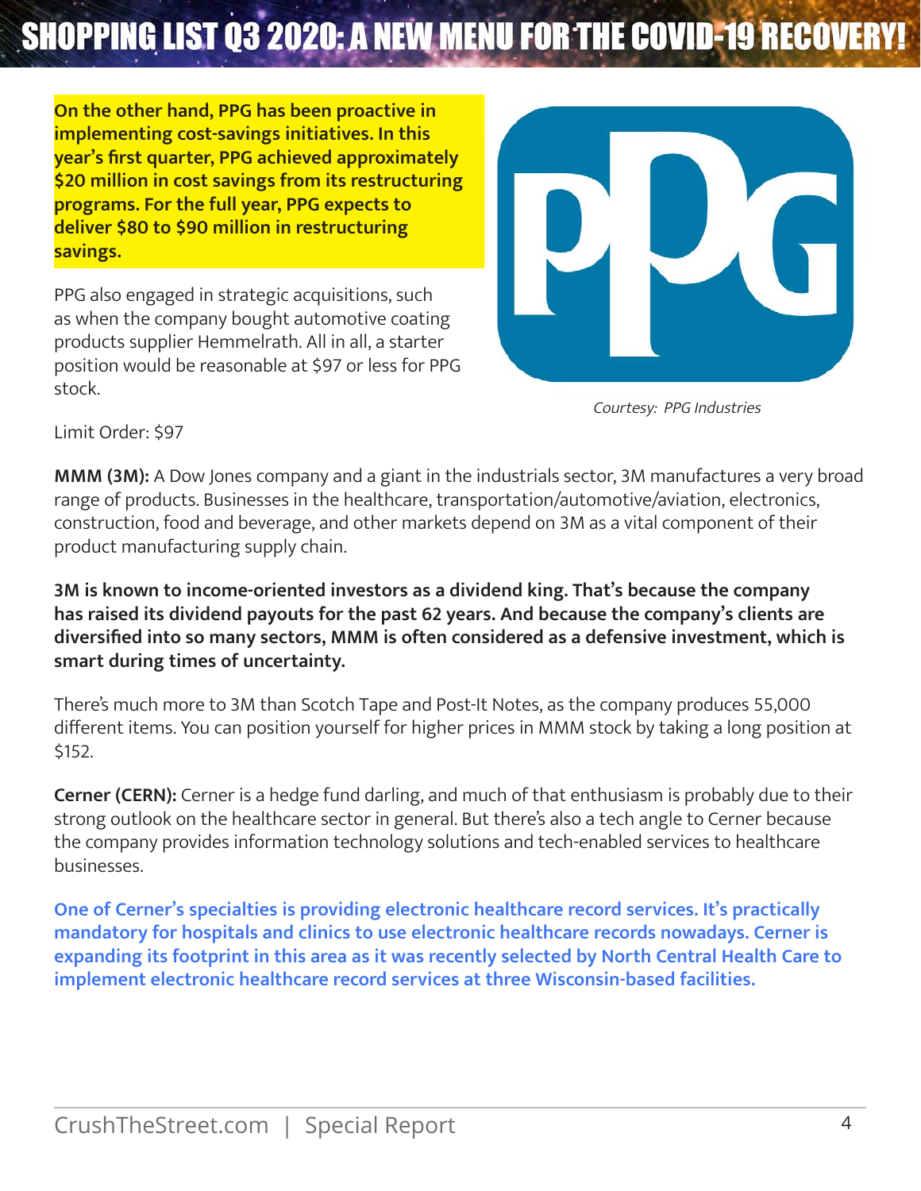**On the other hand, PPG has been proactive in implementing cost-savings initiatives. In this year's first quarter, PPG achieved approximately $20 million in cost savings from its restructuring programs. For the full year, PPG expects to deliver $80 to $90 million in restructuring savings.**

PPG also engaged in strategic acquisitions, such as when the company bought automotive coating products supplier Hemmelrath. All in all, a starter position would be reasonable at $97 or less for PPG stock.

*Courtesy: PPG Industries*

Limit Order: $97

**MMM (3M):** A Dow Jones company and a giant in the industrials sector, 3M manufactures a very broad range of products. Businesses in the healthcare, transportation/automotive/aviation, electronics, construction, food and beverage, and other markets depend on 3M as a vital component of their product manufacturing supply chain.

**3M is known to income-oriented investors as a dividend king. That's because the company has raised its dividend payouts for the past 62 years. And because the company's clients are diversified into so many sectors, MMM is often considered as a defensive investment, which is smart during times of uncertainty.**

There's much more to 3M than Scotch Tape and Post-It Notes, as the company produces 55,000 different items. You can position yourself for higher prices in MMM stock by taking a long position at $152.

**Cerner (CERN):** Cerner is a hedge fund darling, and much of that enthusiasm is probably due to their strong outlook on the healthcare sector in general. But there's also a tech angle to Cerner because the company provides information technology solutions and tech-enabled services to healthcare businesses.

**One of Cerner's specialties is providing electronic healthcare record services. It's practically mandatory for hospitals and clinics to use electronic healthcare records nowadays. Cerner is expanding its footprint in this area as it was recently selected by North Central Health Care to implement electronic healthcare record services at three Wisconsin-based facilities.**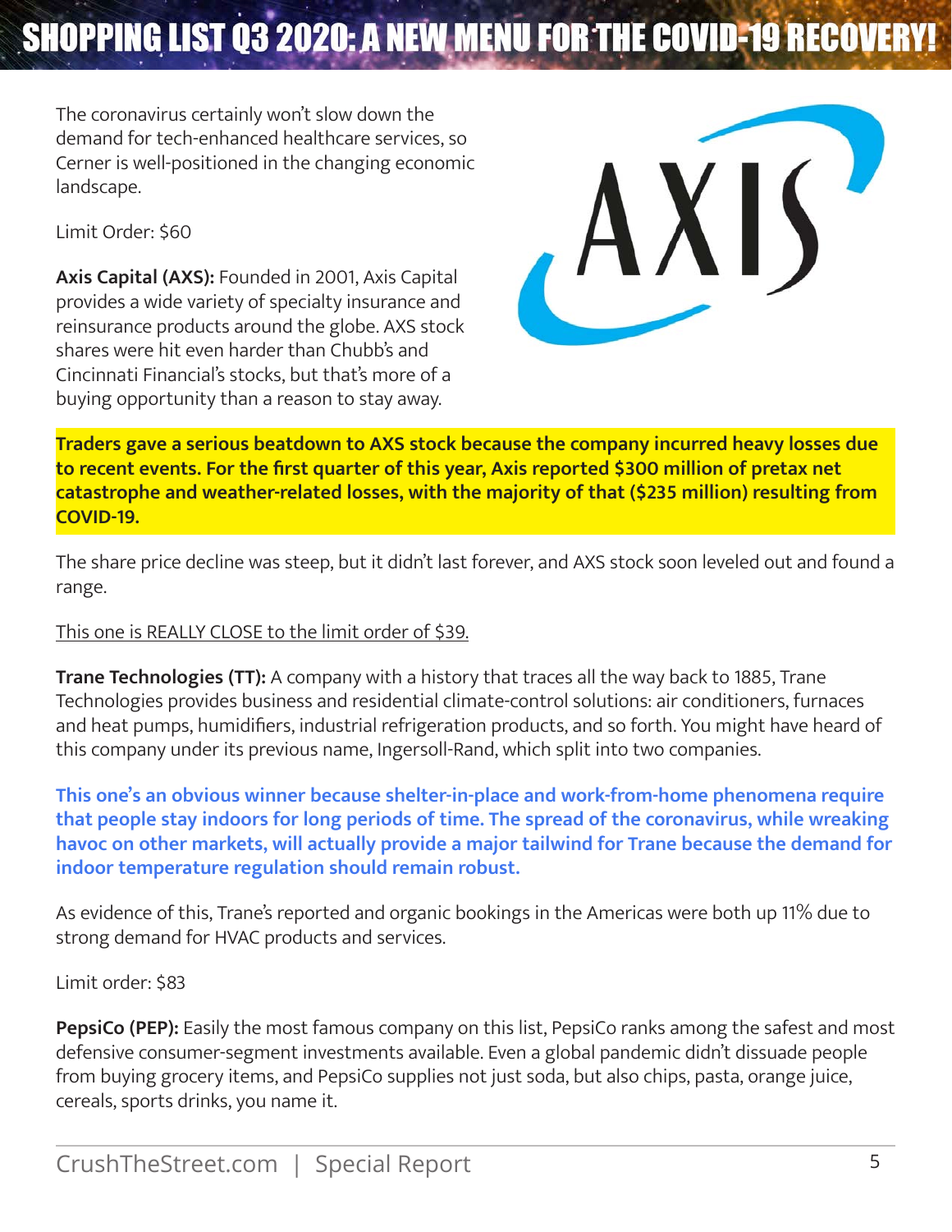The coronavirus certainly won't slow down the demand for tech-enhanced healthcare services, so Cerner is well-positioned in the changing economic landscape.

Limit Order: $60

**Axis Capital (AXS):** Founded in 2001, Axis Capital provides a wide variety of specialty insurance and reinsurance products around the globe. AXS stock shares were hit even harder than Chubb's and Cincinnati Financial's stocks, but that's more of a buying opportunity than a reason to stay away.

**Traders gave a serious beatdown to AXS stock because the company incurred heavy losses due to recent events. For the first quarter of this year, Axis reported $300 million of pretax net catastrophe and weather-related losses, with the majority of that ($235 million) resulting from COVID-19.**

The share price decline was steep, but it didn't last forever, and AXS stock soon leveled out and found a range.

This one is REALLY CLOSE to the limit order of $39.

**Trane Technologies (TT):** A company with a history that traces all the way back to 1885, Trane Technologies provides business and residential climate-control solutions: air conditioners, furnaces and heat pumps, humidifiers, industrial refrigeration products, and so forth. You might have heard of this company under its previous name, Ingersoll-Rand, which split into two companies.

**This one's an obvious winner because shelter-in-place and work-from-home phenomena require that people stay indoors for long periods of time. The spread of the coronavirus, while wreaking havoc on other markets, will actually provide a major tailwind for Trane because the demand for indoor temperature regulation should remain robust.**

As evidence of this, Trane's reported and organic bookings in the Americas were both up 11% due to strong demand for HVAC products and services.

Limit order: $83

**PepsiCo (PEP):** Easily the most famous company on this list, PepsiCo ranks among the safest and most defensive consumer-segment investments available. Even a global pandemic didn't dissuade people from buying grocery items, and PepsiCo supplies not just soda, but also chips, pasta, orange juice, cereals, sports drinks, you name it.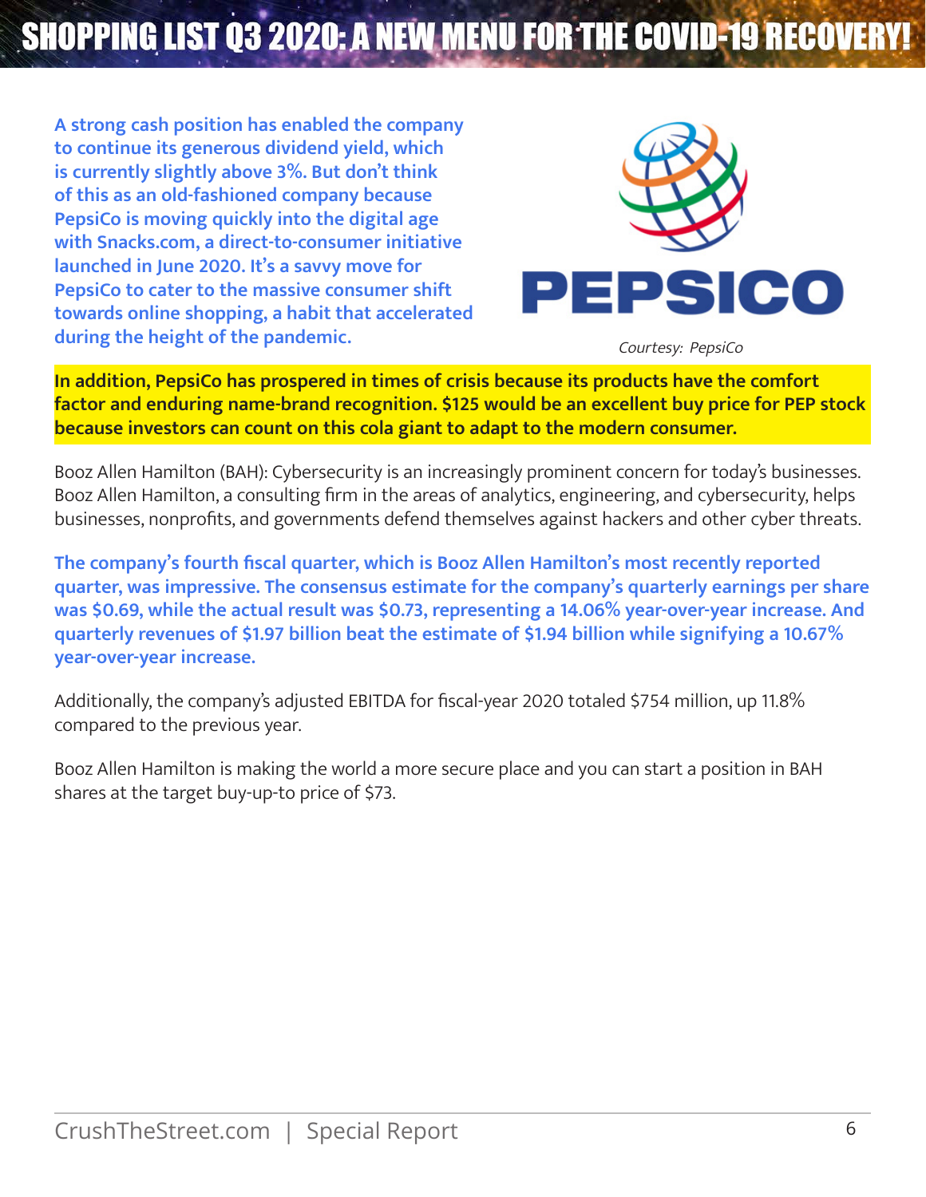# SHOPPING LIST Q3 2020: A NEW MENU FOR THE COVID-19 RECOVERY!

**A strong cash position has enabled the company to continue its generous dividend yield, which is currently slightly above 3%. But don't think of this as an old-fashioned company because PepsiCo is moving quickly into the digital age with Snacks.com, a direct-to-consumer initiative launched in June 2020. It's a savvy move for PepsiCo to cater to the massive consumer shift towards online shopping, a habit that accelerated during the height of the pandemic.**

*Courtesy: PepsiCo*

**In addition, PepsiCo has prospered in times of crisis because its products have the comfort factor and enduring name-brand recognition. $125 would be an excellent buy price for PEP stock because investors can count on this cola giant to adapt to the modern consumer.**

Booz Allen Hamilton (BAH): Cybersecurity is an increasingly prominent concern for today's businesses. Booz Allen Hamilton, a consulting firm in the areas of analytics, engineering, and cybersecurity, helps businesses, nonprofits, and governments defend themselves against hackers and other cyber threats.

**The company's fourth fiscal quarter, which is Booz Allen Hamilton's most recently reported quarter, was impressive. The consensus estimate for the company's quarterly earnings per share was $0.69, while the actual result was $0.73, representing a 14.06% year-over-year increase. And quarterly revenues of $1.97 billion beat the estimate of $1.94 billion while signifying a 10.67% year-over-year increase.**

Additionally, the company's adjusted EBITDA for fiscal-year 2020 totaled $754 million, up 11.8% compared to the previous year.

Booz Allen Hamilton is making the world a more secure place and you can start a position in BAH shares at the target buy-up-to price of $73.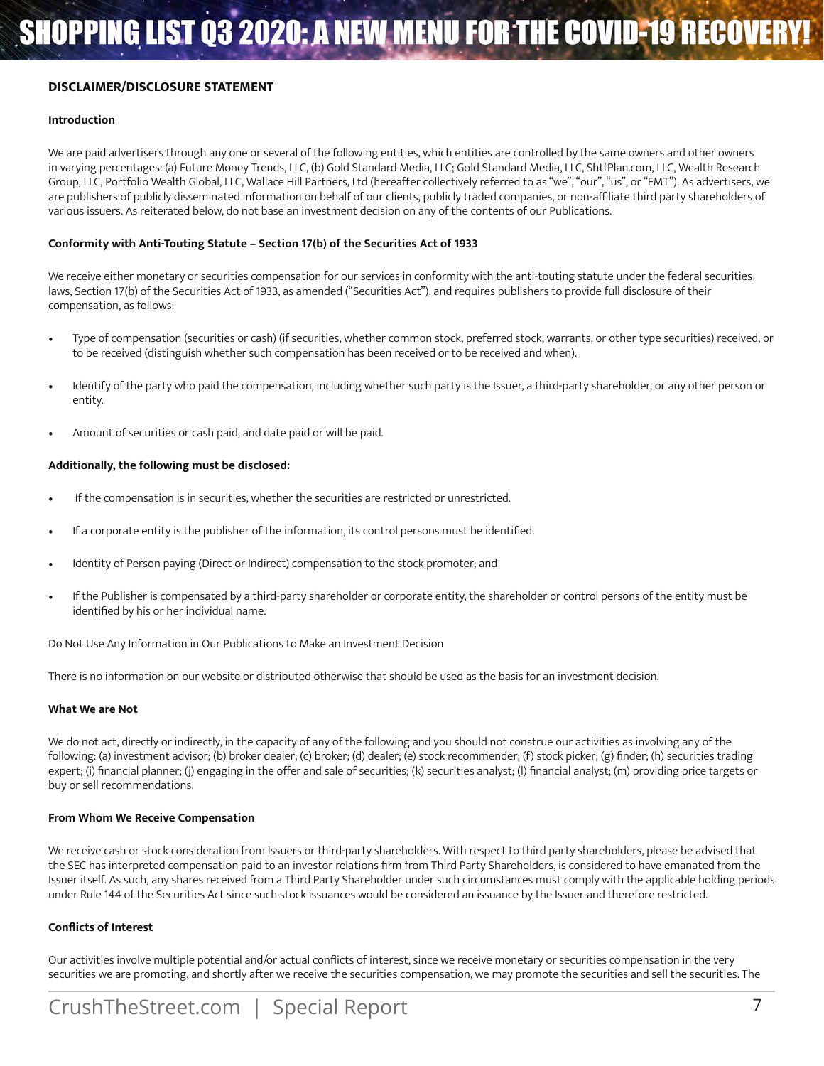## DISCLAIMER/DISCLOSURE STATEMENT

### Introduction

We are paid advertisers through any one or several of the following entities, which entities are controlled by the same owners and other owners in varying percentages: (a) Future Money Trends, LLC, (b) Gold Standard Media, LLC; Gold Standard Media, LLC, ShtfPlan.com, LLC, Wealth Research Group, LLC, Portfolio Wealth Global, LLC, Wallace Hill Partners, Ltd (hereafter collectively referred to as "we", "our", "us", or "FMT"). As advertisers, we are publishers of publicly disseminated information on behalf of our clients, publicly traded companies, or non-affiliate third party shareholders of various issuers. As reiterated below, do not base an investment decision on any of the contents of our Publications.

### Conformity with Anti-Touting Statute – Section 17(b) of the Securities Act of 1933

We receive either monetary or securities compensation for our services in conformity with the anti-touting statute under the federal securities laws, Section 17(b) of the Securities Act of 1933, as amended ("Securities Act"), and requires publishers to provide full disclosure of their compensation, as follows:

- Type of compensation (securities or cash) (if securities, whether common stock, preferred stock, warrants, or other type securities) received, or to be received (distinguish whether such compensation has been received or to be received and when).
- Identify of the party who paid the compensation, including whether such party is the Issuer, a third-party shareholder, or any other person or entity.
- Amount of securities or cash paid, and date paid or will be paid.

**Additionally, the following must be disclosed:**

- If the compensation is in securities, whether the securities are restricted or unrestricted.
- If a corporate entity is the publisher of the information, its control persons must be identified.
- Identity of Person paying (Direct or Indirect) compensation to the stock promoter; and
- If the Publisher is compensated by a third-party shareholder or corporate entity, the shareholder or control persons of the entity must be identified by his or her individual name.

Do Not Use Any Information in Our Publications to Make an Investment Decision

There is no information on our website or distributed otherwise that should be used as the basis for an investment decision.

### What We are Not

We do not act, directly or indirectly, in the capacity of any of the following and you should not construe our activities as involving any of the following: (a) investment advisor; (b) broker dealer; (c) broker; (d) dealer; (e) stock recommender; (f) stock picker; (g) finder; (h) securities trading expert; (i) financial planner; (j) engaging in the offer and sale of securities; (k) securities analyst; (l) financial analyst; (m) providing price targets or buy or sell recommendations.

### From Whom We Receive Compensation

We receive cash or stock consideration from Issuers or third-party shareholders. With respect to third party shareholders, please be advised that the SEC has interpreted compensation paid to an investor relations firm from Third Party Shareholders, is considered to have emanated from the Issuer itself. As such, any shares received from a Third Party Shareholder under such circumstances must comply with the applicable holding periods under Rule 144 of the Securities Act since such stock issuances would be considered an issuance by the Issuer and therefore restricted.

### Conflicts of Interest

Our activities involve multiple potential and/or actual conflicts of interest, since we receive monetary or securities compensation in the very securities we are promoting, and shortly after we receive the securities compensation, we may promote the securities and sell the securities. The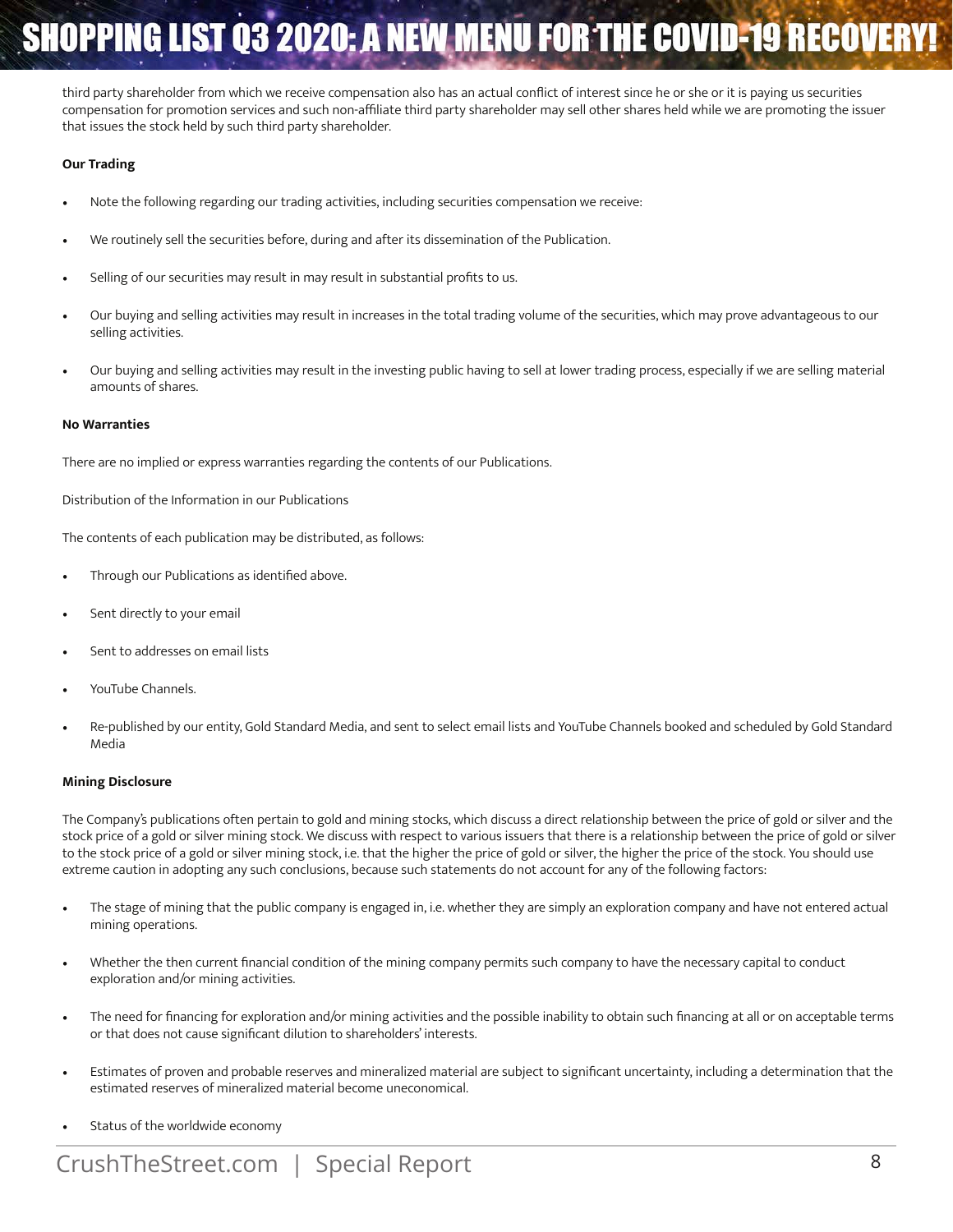third party shareholder from which we receive compensation also has an actual conflict of interest since he or she or it is paying us securities compensation for promotion services and such non-affiliate third party shareholder may sell other shares held while we are promoting the issuer that issues the stock held by such third party shareholder.

**Our Trading**

- Note the following regarding our trading activities, including securities compensation we receive:
- We routinely sell the securities before, during and after its dissemination of the Publication.
- Selling of our securities may result in may result in substantial profits to us.
- Our buying and selling activities may result in increases in the total trading volume of the securities, which may prove advantageous to our selling activities.
- Our buying and selling activities may result in the investing public having to sell at lower trading process, especially if we are selling material amounts of shares.

**No Warranties**

There are no implied or express warranties regarding the contents of our Publications.

Distribution of the Information in our Publications

The contents of each publication may be distributed, as follows:

- Through our Publications as identified above.
- Sent directly to your email
- Sent to addresses on email lists
- YouTube Channels.
- Re-published by our entity, Gold Standard Media, and sent to select email lists and YouTube Channels booked and scheduled by Gold Standard Media

**Mining Disclosure**

The Company's publications often pertain to gold and mining stocks, which discuss a direct relationship between the price of gold or silver and the stock price of a gold or silver mining stock. We discuss with respect to various issuers that there is a relationship between the price of gold or silver to the stock price of a gold or silver mining stock, i.e. that the higher the price of gold or silver, the higher the price of the stock. You should use extreme caution in adopting any such conclusions, because such statements do not account for any of the following factors:

- The stage of mining that the public company is engaged in, i.e. whether they are simply an exploration company and have not entered actual mining operations.
- Whether the then current financial condition of the mining company permits such company to have the necessary capital to conduct exploration and/or mining activities.
- The need for financing for exploration and/or mining activities and the possible inability to obtain such financing at all or on acceptable terms or that does not cause significant dilution to shareholders' interests.
- Estimates of proven and probable reserves and mineralized material are subject to significant uncertainty, including a determination that the estimated reserves of mineralized material become uneconomical.
- Status of the worldwide economy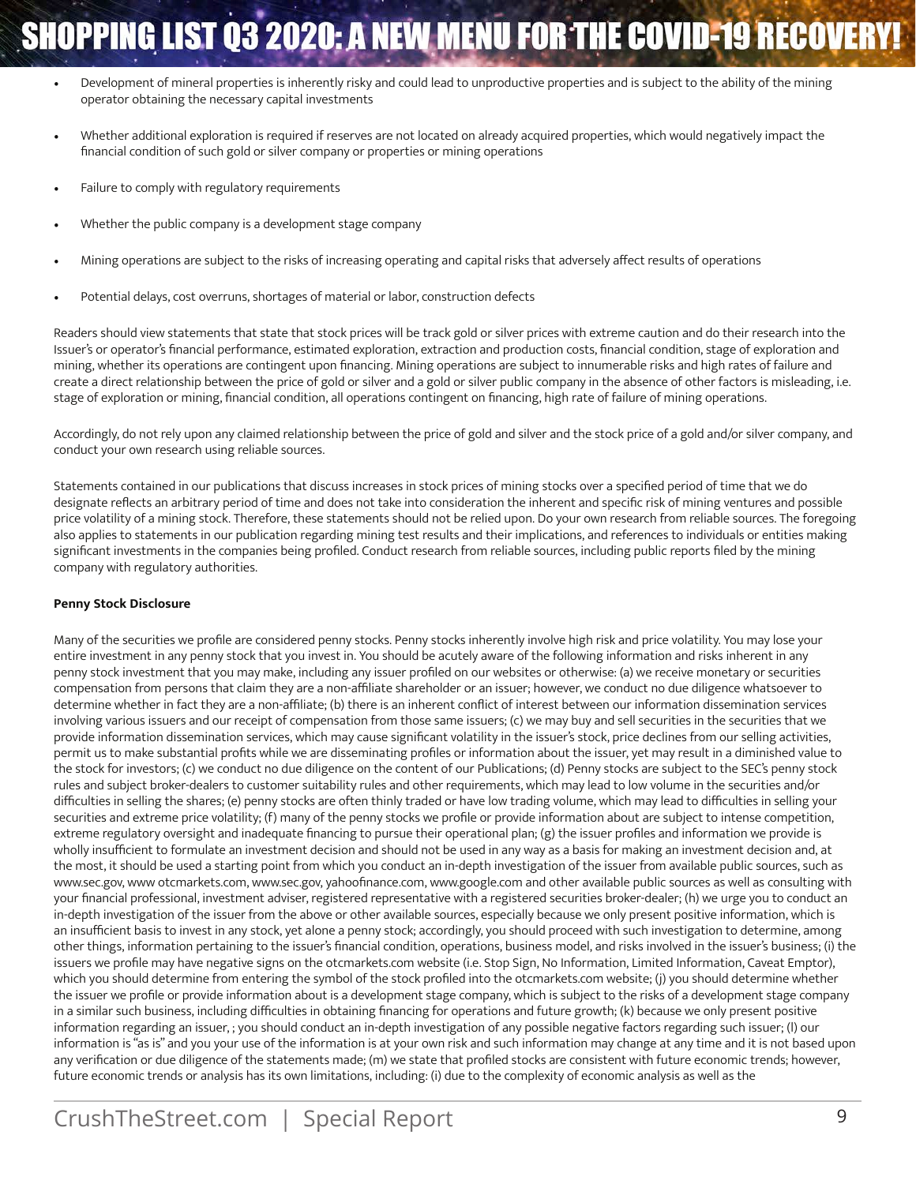- Development of mineral properties is inherently risky and could lead to unproductive properties and is subject to the ability of the mining operator obtaining the necessary capital investments

- Whether additional exploration is required if reserves are not located on already acquired properties, which would negatively impact the financial condition of such gold or silver company or properties or mining operations

- Failure to comply with regulatory requirements

- Whether the public company is a development stage company

- Mining operations are subject to the risks of increasing operating and capital risks that adversely affect results of operations

- Potential delays, cost overruns, shortages of material or labor, construction defects

Readers should view statements that state that stock prices will be track gold or silver prices with extreme caution and do their research into the Issuer's or operator's financial performance, estimated exploration, extraction and production costs, financial condition, stage of exploration and mining, whether its operations are contingent upon financing. Mining operations are subject to innumerable risks and high rates of failure and create a direct relationship between the price of gold or silver and a gold or silver public company in the absence of other factors is misleading, i.e. stage of exploration or mining, financial condition, all operations contingent on financing, high rate of failure of mining operations.

Accordingly, do not rely upon any claimed relationship between the price of gold and silver and the stock price of a gold and/or silver company, and conduct your own research using reliable sources.

Statements contained in our publications that discuss increases in stock prices of mining stocks over a specified period of time that we do designate reflects an arbitrary period of time and does not take into consideration the inherent and specific risk of mining ventures and possible price volatility of a mining stock. Therefore, these statements should not be relied upon. Do your own research from reliable sources. The foregoing also applies to statements in our publication regarding mining test results and their implications, and references to individuals or entities making significant investments in the companies being profiled. Conduct research from reliable sources, including public reports filed by the mining company with regulatory authorities.

**Penny Stock Disclosure**

Many of the securities we profile are considered penny stocks. Penny stocks inherently involve high risk and price volatility. You may lose your entire investment in any penny stock that you invest in. You should be acutely aware of the following information and risks inherent in any penny stock investment that you may make, including any issuer profiled on our websites or otherwise: (a) we receive monetary or securities compensation from persons that claim they are a non-affiliate shareholder or an issuer; however, we conduct no due diligence whatsoever to determine whether in fact they are a non-affiliate; (b) there is an inherent conflict of interest between our information dissemination services involving various issuers and our receipt of compensation from those same issuers; (c) we may buy and sell securities in the securities that we provide information dissemination services, which may cause significant volatility in the issuer's stock, price declines from our selling activities, permit us to make substantial profits while we are disseminating profiles or information about the issuer, yet may result in a diminished value to the stock for investors; (c) we conduct no due diligence on the content of our Publications; (d) Penny stocks are subject to the SEC's penny stock rules and subject broker-dealers to customer suitability rules and other requirements, which may lead to low volume in the securities and/or difficulties in selling the shares; (e) penny stocks are often thinly traded or have low trading volume, which may lead to difficulties in selling your securities and extreme price volatility; (f) many of the penny stocks we profile or provide information about are subject to intense competition, extreme regulatory oversight and inadequate financing to pursue their operational plan; (g) the issuer profiles and information we provide is wholly insufficient to formulate an investment decision and should not be used in any way as a basis for making an investment decision and, at the most, it should be used a starting point from which you conduct an in-depth investigation of the issuer from available public sources, such as www.sec.gov, www otcmarkets.com, www.sec.gov, yahoofinance.com, www.google.com and other available public sources as well as consulting with your financial professional, investment adviser, registered representative with a registered securities broker-dealer; (h) we urge you to conduct an in-depth investigation of the issuer from the above or other available sources, especially because we only present positive information, which is an insufficient basis to invest in any stock, yet alone a penny stock; accordingly, you should proceed with such investigation to determine, among other things, information pertaining to the issuer's financial condition, operations, business model, and risks involved in the issuer's business; (i) the issuers we profile may have negative signs on the otcmarkets.com website (i.e. Stop Sign, No Information, Limited Information, Caveat Emptor), which you should determine from entering the symbol of the stock profiled into the otcmarkets.com website; (j) you should determine whether the issuer we profile or provide information about is a development stage company, which is subject to the risks of a development stage company in a similar such business, including difficulties in obtaining financing for operations and future growth; (k) because we only present positive information regarding an issuer, ; you should conduct an in-depth investigation of any possible negative factors regarding such issuer; (l) our information is "as is" and you your use of the information is at your own risk and such information may change at any time and it is not based upon any verification or due diligence of the statements made; (m) we state that profiled stocks are consistent with future economic trends; however, future economic trends or analysis has its own limitations, including: (i) due to the complexity of economic analysis as well as the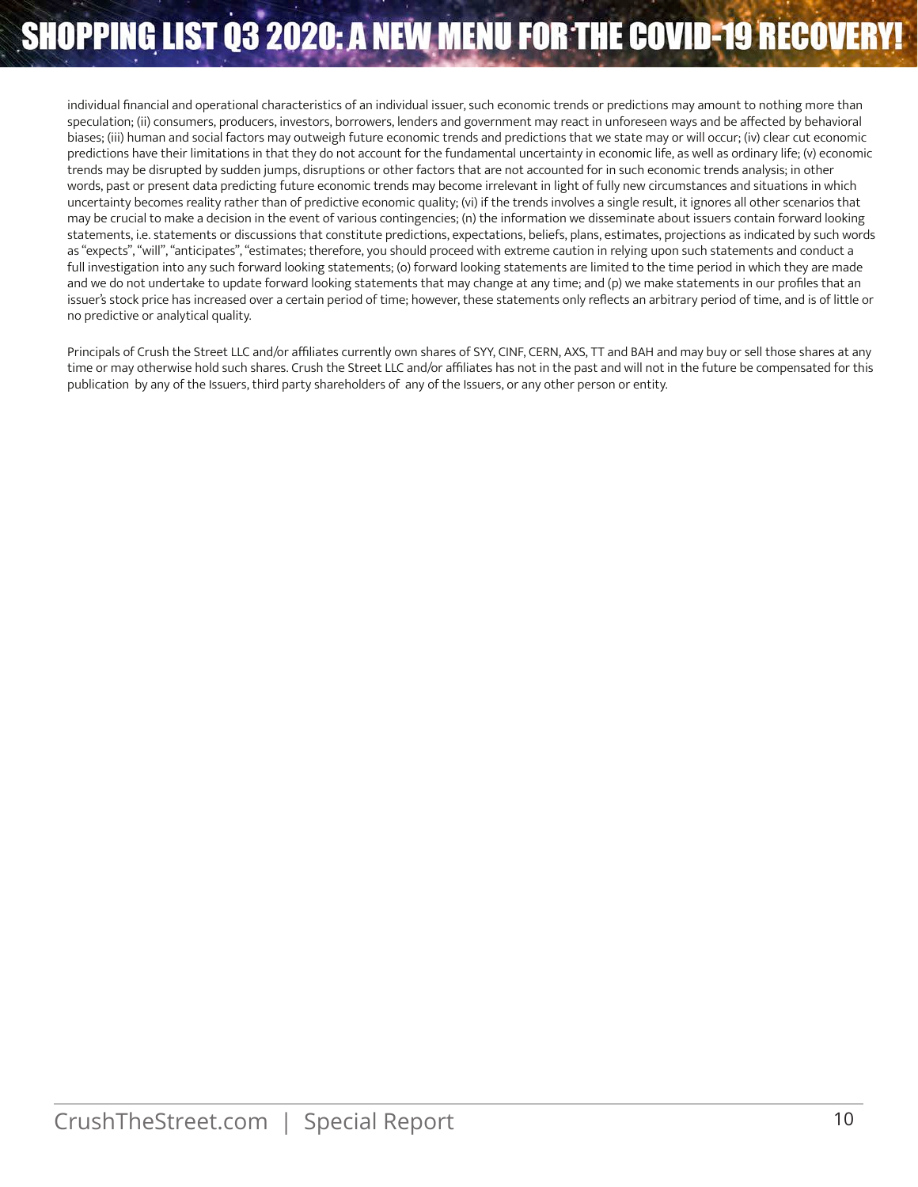individual financial and operational characteristics of an individual issuer, such economic trends or predictions may amount to nothing more than speculation; (ii) consumers, producers, investors, borrowers, lenders and government may react in unforeseen ways and be affected by behavioral biases; (iii) human and social factors may outweigh future economic trends and predictions that we state may or will occur; (iv) clear cut economic predictions have their limitations in that they do not account for the fundamental uncertainty in economic life, as well as ordinary life; (v) economic trends may be disrupted by sudden jumps, disruptions or other factors that are not accounted for in such economic trends analysis; in other words, past or present data predicting future economic trends may become irrelevant in light of fully new circumstances and situations in which uncertainty becomes reality rather than of predictive economic quality; (vi) if the trends involves a single result, it ignores all other scenarios that may be crucial to make a decision in the event of various contingencies; (n) the information we disseminate about issuers contain forward looking statements, i.e. statements or discussions that constitute predictions, expectations, beliefs, plans, estimates, projections as indicated by such words as "expects", "will", "anticipates", "estimates; therefore, you should proceed with extreme caution in relying upon such statements and conduct a full investigation into any such forward looking statements; (o) forward looking statements are limited to the time period in which they are made and we do not undertake to update forward looking statements that may change at any time; and (p) we make statements in our profiles that an issuer's stock price has increased over a certain period of time; however, these statements only reflects an arbitrary period of time, and is of little or no predictive or analytical quality.

Principals of Crush the Street LLC and/or affiliates currently own shares of SYY, CINF, CERN, AXS, TT and BAH and may buy or sell those shares at any time or may otherwise hold such shares. Crush the Street LLC and/or affiliates has not in the past and will not in the future be compensated for this publication by any of the Issuers, third party shareholders of any of the Issuers, or any other person or entity.